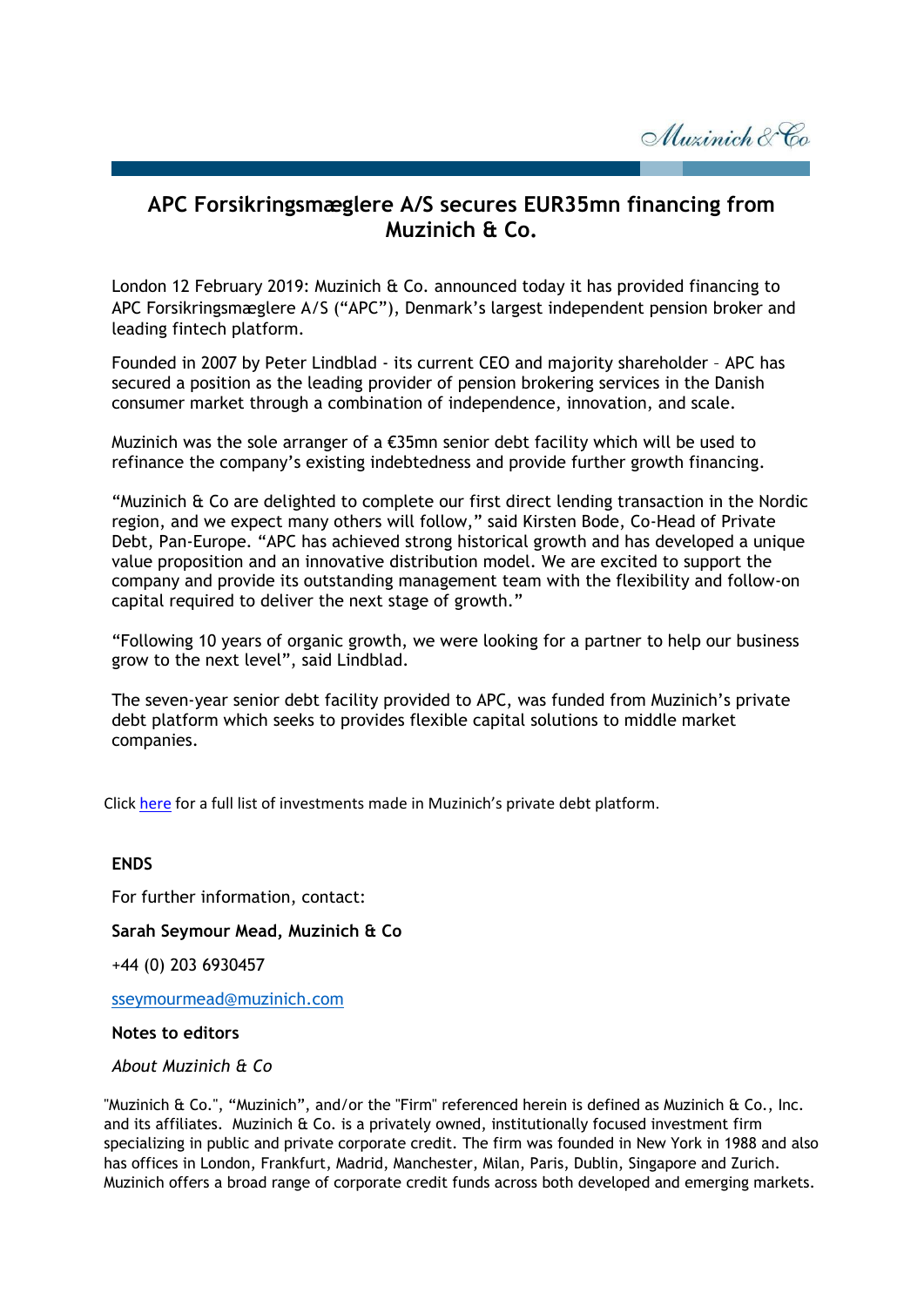# APC Forsikringsmæglere A/S secures EUR35mn financing from Muzinich & Co.

London 12 February 2019: Muzinich & Co. announced today it has provided financing to APC Forsikringsmæglere A/S ("APC"), Denmark's largest independent pension broker and leading fintech platform.

Founded in 2007 by Peter Lindblad - its current CEO and majority shareholder – APC has secured a position as the leading provider of pension brokering services in the Danish consumer market through a combination of independence, innovation, and scale.

Muzinich was the sole arranger of a €35mn senior debt facility which will be used to refinance the company's existing indebtedness and provide further growth financing.

"Muzinich & Co are delighted to complete our first direct lending transaction in the Nordic region, and we expect many others will follow," said Kirsten Bode, Co-Head of Private Debt, Pan-Europe. "APC has achieved strong historical growth and has developed a unique value proposition and an innovative distribution model. We are excited to support the company and provide its outstanding management team with the flexibility and follow-on capital required to deliver the next stage of growth."

"Following 10 years of organic growth, we were looking for a partner to help our business grow to the next level", said Lindblad.

The seven-year senior debt facility provided to APC, was funded from Muzinich's private debt platform which seeks to provides flexible capital solutions to middle market companies.

Click here for a full list of investments made in Muzinich's private debt platform.

**ENDS**

For further information, contact:

**Sarah Seymour Mead, Muzinich & Co**

+44 (0) 203 6930457

sseymourmead@muzinich.com

**Notes to editors**

*About Muzinich & Co*

"Muzinich & Co.", "Muzinich", and/or the "Firm" referenced herein is defined as Muzinich & Co., Inc. and its affiliates. Muzinich & Co. is a privately owned, institutionally focused investment firm specializing in public and private corporate credit. The firm was founded in New York in 1988 and also has offices in London, Frankfurt, Madrid, Manchester, Milan, Paris, Dublin, Singapore and Zurich. Muzinich offers a broad range of corporate credit funds across both developed and emerging markets.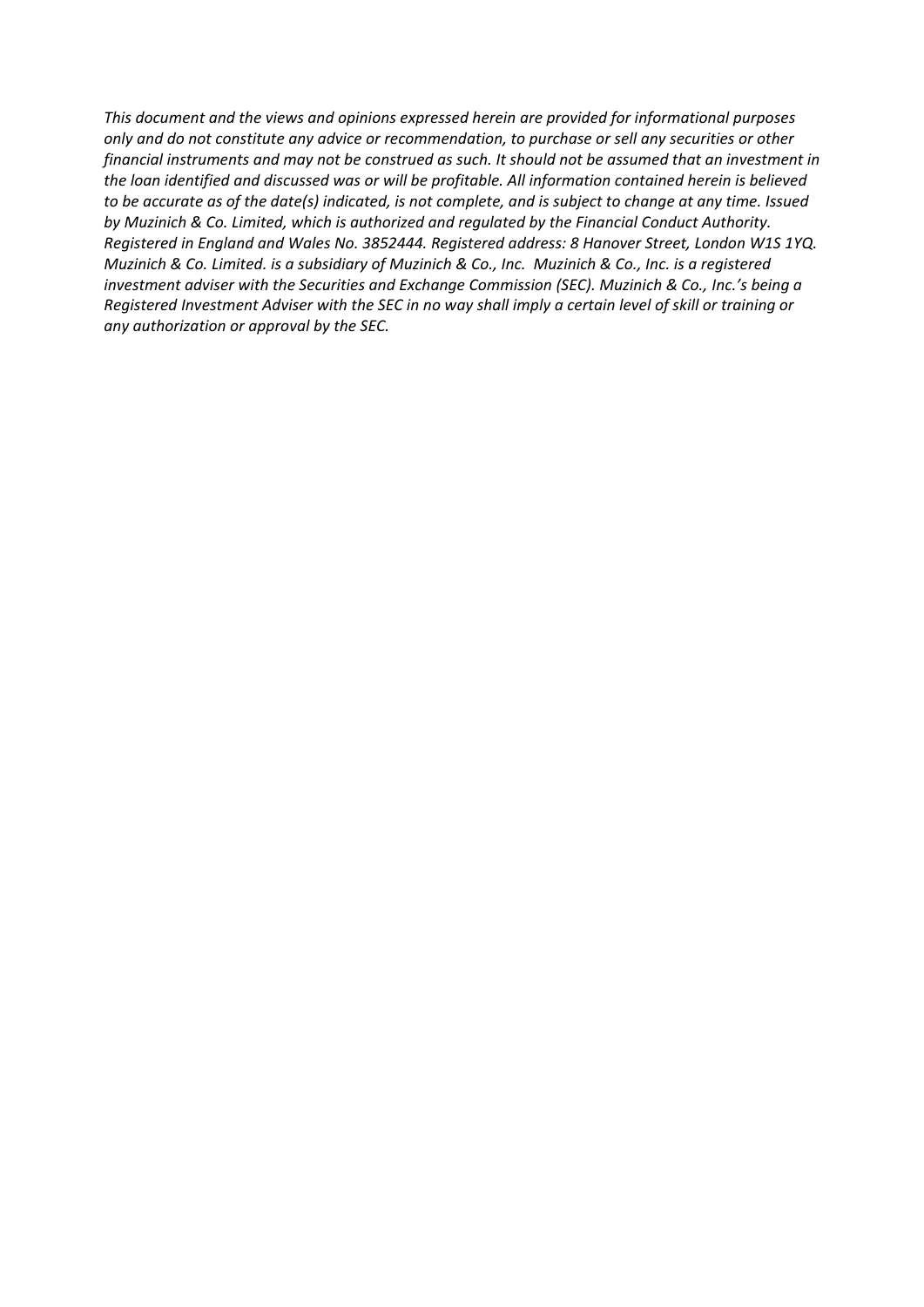*This document and the views and opinions expressed herein are provided for informational purposes only and do not constitute any advice or recommendation, to purchase or sell any securities or other financial instruments and may not be construed as such. It should not be assumed that an investment in the loan identified and discussed was or will be profitable. All information contained herein is believed to be accurate as of the date(s) indicated, is not complete, and is subject to change at any time. Issued by Muzinich & Co. Limited, which is authorized and regulated by the Financial Conduct Authority. Registered in England and Wales No. 3852444. Registered address: 8 Hanover Street, London W1S 1YQ. Muzinich & Co. Limited. is a subsidiary of Muzinich & Co., Inc. Muzinich & Co., Inc. is a registered investment adviser with the Securities and Exchange Commission (SEC). Muzinich & Co., Inc.'s being a Registered Investment Adviser with the SEC in no way shall imply a certain level of skill or training or any authorization or approval by the SEC.*